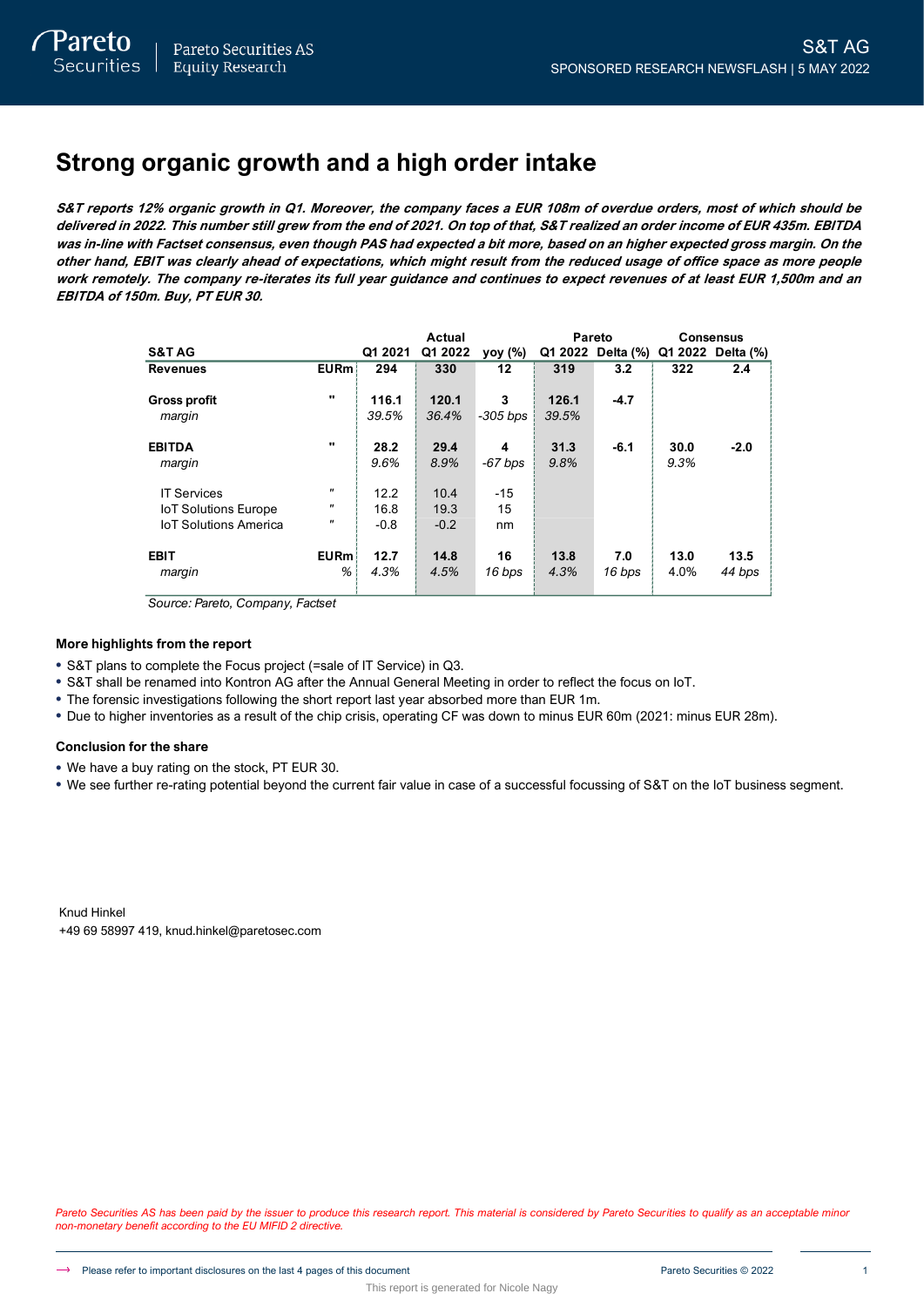# Strong organic growth and a high order intake

***S&T reports 12% organic growth in Q1. Moreover, the company faces a EUR 108m of overdue orders, most of which should be delivered in 2022. This number still grew from the end of 2021. On top of that, S&T realized an order income of EUR 435m. EBITDA was in-line with Factset consensus, even though PAS had expected a bit more, based on an higher expected gross margin. On the other hand, EBIT was clearly ahead of expectations, which might result from the reduced usage of office space as more people work remotely. The company re-iterates its full year guidance and continues to expect revenues of at least EUR 1,500m and an EBITDA of 150m. Buy, PT EUR 30.***

| S&T AG | | Q1 2021 | Actual<br>Q1 2022 | yoy (%) | Pareto<br>Q1 2022 | Delta (%) | Consensus<br>Q1 2022 | Delta (%) |
|---|---|---|---|---|---|---|---|---|
| **Revenues** | **EURm** | **294** | **330** | **12** | **319** | **3.2** | **322** | **2.4** |
| **Gross profit** | **"** | **116.1** | **120.1** | **3** | **126.1** | **-4.7** | | |
| *margin* | | *39.5%* | *36.4%* | *-305 bps* | *39.5%* | | | |
| **EBITDA** | **"** | **28.2** | **29.4** | **4** | **31.3** | **-6.1** | **30.0** | **-2.0** |
| *margin* | | *9.6%* | *8.9%* | *-67 bps* | *9.8%* | | *9.3%* | |
| IT Services | " | 12.2 | 10.4 | -15 | | | | |
| IoT Solutions Europe | " | 16.8 | 19.3 | 15 | | | | |
| IoT Solutions America | " | -0.8 | -0.2 | nm | | | | |
| **EBIT** | **EURm** | **12.7** | **14.8** | **16** | **13.8** | **7.0** | **13.0** | **13.5** |
| *margin* | *%* | *4.3%* | *4.5%* | *16 bps* | *4.3%* | *16 bps* | 4.0% | *44 bps* |

*Source: Pareto, Company, Factset*

### More highlights from the report

- S&T plans to complete the Focus project (=sale of IT Service) in Q3.
- S&T shall be renamed into Kontron AG after the Annual General Meeting in order to reflect the focus on IoT.
- The forensic investigations following the short report last year absorbed more than EUR 1m.
- Due to higher inventories as a result of the chip crisis, operating CF was down to minus EUR 60m (2021: minus EUR 28m).

### Conclusion for the share

- We have a buy rating on the stock, PT EUR 30.
- We see further re-rating potential beyond the current fair value in case of a successful focussing of S&T on the IoT business segment.

Knud Hinkel
+49 69 58997 419, knud.hinkel@paretosec.com

*Pareto Securities AS has been paid by the issuer to produce this research report. This material is considered by Pareto Securities to qualify as an acceptable minor non-monetary benefit according to the EU MIFID 2 directive.*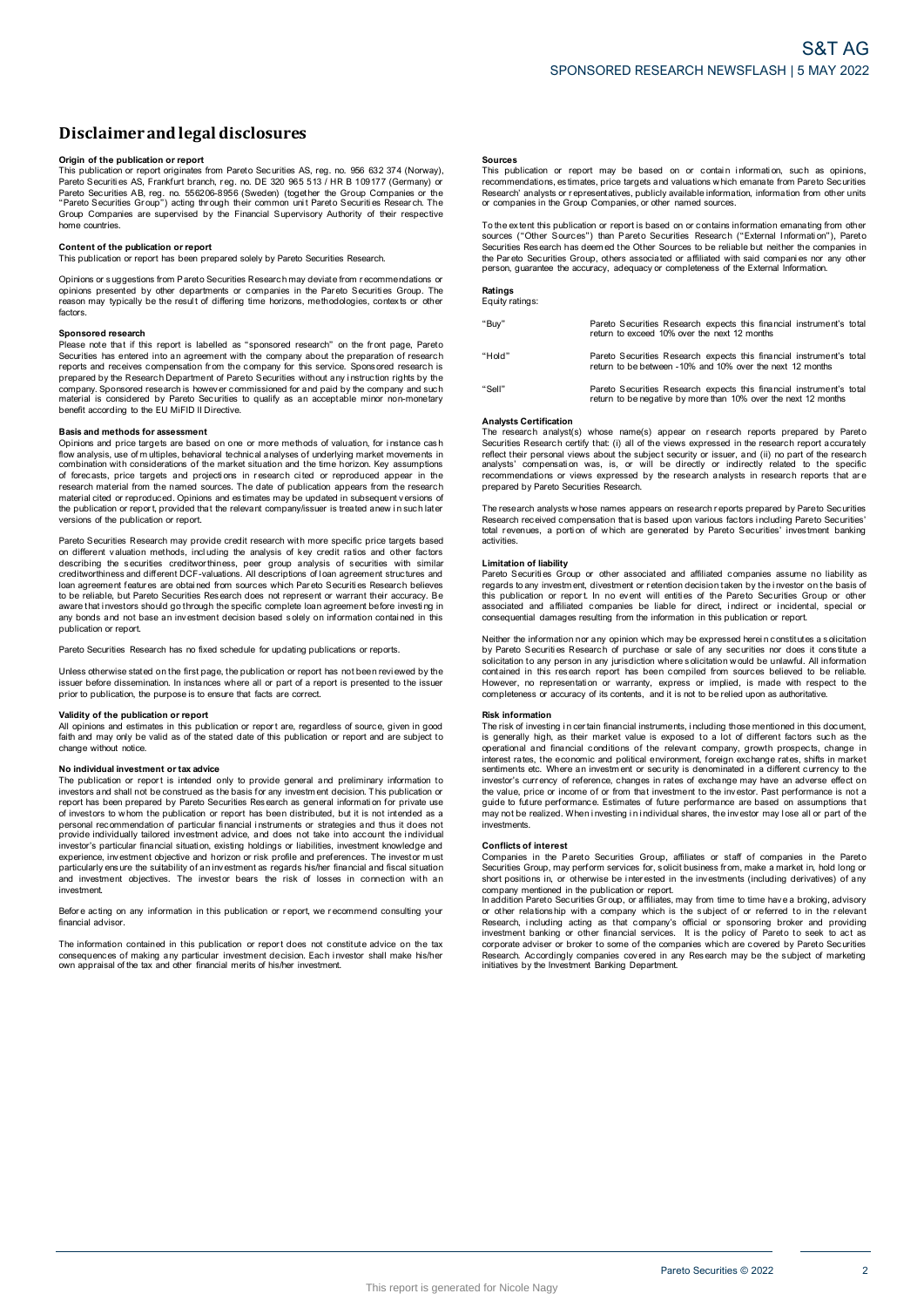# Disclaimer and legal disclosures

**Origin of the publication or report**
This publication or report originates from Pareto Securities AS, reg. no. 956 632 374 (Norway), Pareto Securities AS, Frankfurt branch, reg. no. DE 320 965 513 / HR B 109177 (Germany) or Pareto Securities AB, reg. no. 556206-8956 (Sweden) (together the Group Companies or the "Pareto Securities Group") acting through their common unit Pareto Securities Research. The Group Companies are supervised by the Financial Supervisory Authority of their respective home countries.

**Content of the publication or report**
This publication or report has been prepared solely by Pareto Securities Research.

Opinions or suggestions from Pareto Securities Research may deviate from recommendations or opinions presented by other departments or companies in the Pareto Securities Group. The reason may typically be the result of differing time horizons, methodologies, contexts or other factors.

**Sponsored research**
Please note that if this report is labelled as "sponsored research" on the front page, Pareto Securities has entered into an agreement with the company about the preparation of research reports and receives compensation from the company for this service. Sponsored research is prepared by the Research Department of Pareto Securities without any instruction rights by the company. Sponsored research is however commissioned for and paid by the company and such material is considered by Pareto Securities to qualify as an acceptable minor non-monetary benefit according to the EU MiFID II Directive.

**Basis and methods for assessment**
Opinions and price targets are based on one or more methods of valuation, for instance cash flow analysis, use of multiples, behavioral technical analyses of underlying market movements in combination with considerations of the market situation and the time horizon. Key assumptions of forecasts, price targets and projections in research cited or reproduced appear in the research material from the named sources. The date of publication appears from the research material cited or reproduced. Opinions and estimates may be updated in subsequent versions of the publication or report, provided that the relevant company/issuer is treated anew in such later versions of the publication or report.

Pareto Securities Research may provide credit research with more specific price targets based on different valuation methods, including the analysis of key credit ratios and other factors describing the securities creditworthiness, peer group analysis of securities with similar creditworthiness and different DCF-valuations. All descriptions of loan agreement structures and loan agreement features are obtained from sources which Pareto Securities Research believes to be reliable, but Pareto Securities Research does not represent or warrant their accuracy. Be aware that investors should go through the specific complete loan agreement before investing in any bonds and not base an investment decision based solely on information contained in this publication or report.

Pareto Securities Research has no fixed schedule for updating publications or reports.

Unless otherwise stated on the first page, the publication or report has not been reviewed by the issuer before dissemination. In instances where all or part of a report is presented to the issuer prior to publication, the purpose is to ensure that facts are correct.

**Validity of the publication or report**
All opinions and estimates in this publication or report are, regardless of source, given in good faith and may only be valid as of the stated date of this publication or report and are subject to change without notice.

**No individual investment or tax advice**
The publication or report is intended only to provide general and preliminary information to investors and shall not be construed as the basis for any investment decision. This publication or report has been prepared by Pareto Securities Research as general information for private use of investors to whom the publication or report has been distributed, but it is not intended as a personal recommendation of particular financial instruments or strategies and thus it does not provide individually tailored investment advice, and does not take into account the individual investor's particular financial situation, existing holdings or liabilities, investment knowledge and experience, investment objective and horizon or risk profile and preferences. The investor must particularly ensure the suitability of an investment as regards his/her financial and fiscal situation and investment objectives. The investor bears the risk of losses in connection with an investment.

Before acting on any information in this publication or report, we recommend consulting your financial advisor.

The information contained in this publication or report does not constitute advice on the tax consequences of making any particular investment decision. Each investor shall make his/her own appraisal of the tax and other financial merits of his/her investment.

**Sources**
This publication or report may be based on or contain information, such as opinions, recommendations, estimates, price targets and valuations which emanate from Pareto Securities Research' analysts or representatives, publicly available information, information from other units or companies in the Group Companies, or other named sources.

To the extent this publication or report is based on or contains information emanating from other sources ("Other Sources") than Pareto Securities Research ("External Information"), Pareto Securities Research has deemed the Other Sources to be reliable but neither the companies in the Pareto Securities Group, others associated or affiliated with said companies nor any other person, guarantee the accuracy, adequacy or completeness of the External Information.

**Ratings**
Equity ratings:

| | |
|---|---|
| "Buy" | Pareto Securities Research expects this financial instrument's total return to exceed 10% over the next 12 months |
| "Hold" | Pareto Securities Research expects this financial instrument's total return to be between -10% and 10% over the next 12 months |
| "Sell" | Pareto Securities Research expects this financial instrument's total return to be negative by more than 10% over the next 12 months |

**Analysts Certification**
The research analyst(s) whose name(s) appear on research reports prepared by Pareto Securities Research certify that: (i) all of the views expressed in the research report accurately reflect their personal views about the subject security or issuer, and (ii) no part of the research analysts' compensation was, is, or will be directly or indirectly related to the specific recommendations or views expressed by the research analysts in research reports that are prepared by Pareto Securities Research.

The research analysts whose names appears on research reports prepared by Pareto Securities Research received compensation that is based upon various factors including Pareto Securities' total revenues, a portion of which are generated by Pareto Securities' investment banking activities.

**Limitation of liability**
Pareto Securities Group or other associated and affiliated companies assume no liability as regards to any investment, divestment or retention decision taken by the investor on the basis of this publication or report. In no event will entities of the Pareto Securities Group or other associated and affiliated companies be liable for direct, indirect or incidental, special or consequential damages resulting from the information in this publication or report.

Neither the information nor any opinion which may be expressed herein constitutes a solicitation by Pareto Securities Research of purchase or sale of any securities nor does it constitute a solicitation to any person in any jurisdiction where solicitation would be unlawful. All information contained in this research report has been compiled from sources believed to be reliable. However, no representation or warranty, express or implied, is made with respect to the completeness or accuracy of its contents, and it is not to be relied upon as authoritative.

**Risk information**
The risk of investing in certain financial instruments, including those mentioned in this document, is generally high, as their market value is exposed to a lot of different factors such as the operational and financial conditions of the relevant company, growth prospects, change in interest rates, the economic and political environment, foreign exchange rates, shifts in market sentiments etc. Where an investment or security is denominated in a different currency to the investor's currency of reference, changes in rates of exchange may have an adverse effect on the value, price or income of or from that investment to the investor. Past performance is not a guide to future performance. Estimates of future performance are based on assumptions that may not be realized. When investing in individual shares, the investor may lose all or part of the investments.

**Conflicts of interest**
Companies in the Pareto Securities Group, affiliates or staff of companies in the Pareto Securities Group, may perform services for, solicit business from, make a market in, hold long or short positions in, or otherwise be interested in the investments (including derivatives) of any company mentioned in the publication or report.
In addition Pareto Securities Group, or affiliates, may from time to time have a broking, advisory or other relationship with a company which is the subject of or referred to in the relevant Research, including acting as that company's official or sponsoring broker and providing investment banking or other financial services. It is the policy of Pareto to seek to act as corporate adviser or broker to some of the companies which are covered by Pareto Securities Research. Accordingly companies covered in any Research may be the subject of marketing initiatives by the Investment Banking Department.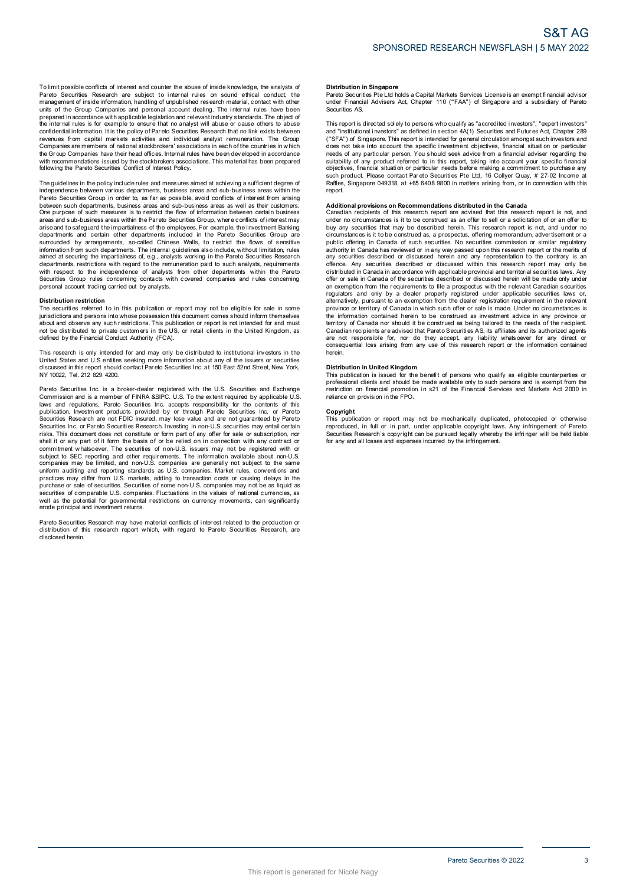To limit possible conflicts of interest and counter the abuse of inside knowledge, the analysts of Pareto Securities Research are subject to internal rules on sound ethical conduct, the management of inside information, handling of unpublished research material, contact with other units of the Group Companies and personal account dealing. The internal rules have been prepared in accordance with applicable legislation and relevant industry standards. The object of the internal rules is for example to ensure that no analyst will abuse or cause others to abuse confidential information. It is the policy of Pareto Securities Research that no link exists between revenues from capital markets activities and individual analyst remuneration. The Group Companies are members of national stockbrokers' associations in each of the countries in which the Group Companies have their head offices. Internal rules have been developed in accordance with recommendations issued by the stockbrokers associations. This material has been prepared following the Pareto Securities Conflict of Interest Policy.

The guidelines in the policy include rules and measures aimed at achieving a sufficient degree of independence between various departments, business areas and sub-business areas within the Pareto Securities Group in order to, as far as possible, avoid conflicts of interest from arising between such departments, business areas and sub-business areas as well as their customers. One purpose of such measures is to restrict the flow of information between certain business areas and sub-business areas within the Pareto Securities Group, where conflicts of interest may arise and to safeguard the impartialness of the employees. For example, the Investment Banking departments and certain other departments included in the Pareto Securities Group are surrounded by arrangements, so-called Chinese Walls, to restrict the flows of sensitive information from such departments. The internal guidelines also include, without limitation, rules aimed at securing the impartialness of, e.g., analysts working in the Pareto Securities Research departments, restrictions with regard to the remuneration paid to such analysts, requirements with respect to the independence of analysts from other departments within the Pareto Securities Group rules concerning contacts with covered companies and rules concerning personal account trading carried out by analysts.

**Distribution restriction**

The securities referred to in this publication or report may not be eligible for sale in some jurisdictions and persons into whose possession this document comes should inform themselves about and observe any such restrictions. This publication or report is not intended for and must not be distributed to private customers in the US, or retail clients in the United Kingdom, as defined by the Financial Conduct Authority (FCA).

This research is only intended for and may only be distributed to institutional investors in the United States and U.S entities seeking more information about any of the issuers or securities discussed in this report should contact Pareto Securities Inc. at 150 East 52nd Street, New York, NY 10022, Tel. 212 829 4200.

Pareto Securities Inc. is a broker-dealer registered with the U.S. Securities and Exchange Commission and is a member of FINRA &SIPC. U.S. To the extent required by applicable U.S. laws and regulations, Pareto Securities Inc. accepts responsibility for the contents of this publication. Investment products provided by or through Pareto Securities Inc. or Pareto Securities Research are not FDIC insured, may lose value and are not guaranteed by Pareto Securities Inc. or Pareto Securities Research. Investing in non-U.S. securities may entail certain risks. This document does not constitute or form part of any offer for sale or subscription, nor shall it or any part of it form the basis of or be relied on in connection with any contract or commitment whatsoever. The securities of non-U.S. issuers may not be registered with or subject to SEC reporting and other requirements. The information available about non-U.S. companies may be limited, and non-U.S. companies are generally not subject to the same uniform auditing and reporting standards as U.S. companies. Market rules, conventions and practices may differ from U.S. markets, adding to transaction costs or causing delays in the purchase or sale of securities. Securities of some non-U.S. companies may not be as liquid as securities of comparable U.S. companies. Fluctuations in the values of national currencies, as well as the potential for governmental restrictions on currency movements, can significantly erode principal and investment returns.

Pareto Securities Research may have material conflicts of interest related to the production or distribution of this research report which, with regard to Pareto Securities Research, are disclosed herein.

**Distribution in Singapore**

Pareto Securities Pte Ltd holds a Capital Markets Services License is an exempt financial advisor under Financial Advisers Act, Chapter 110 ("FAA") of Singapore and a subsidiary of Pareto Securities AS.

This report is directed solely to persons who qualify as "accredited investors", "expert investors" and "institutional investors" as defined in section 4A(1) Securities and Futures Act, Chapter 289 ("SFA") of Singapore. This report is intended for general circulation amongst such investors and does not take into account the specific investment objectives, financial situation or particular needs of any particular person. You should seek advice from a financial adviser regarding the suitability of any product referred to in this report, taking into account your specific financial objectives, financial situation or particular needs before making a commitment to purchase any such product. Please contact Pareto Securities Pte Ltd, 16 Collyer Quay, # 27-02 Income at Raffles, Singapore 049318, at +65 6408 9800 in matters arising from, or in connection with this report.

**Additional provisions on Recommendations distributed in the Canada**

Canadian recipients of this research report are advised that this research report is not, and under no circumstances is it to be construed as an offer to sell or a solicitation of or an offer to buy any securities that may be described herein. This research report is not, and under no circumstances is it to be construed as, a prospectus, offering memorandum, advertisement or a public offering in Canada of such securities. No securities commission or similar regulatory authority in Canada has reviewed or in any way passed upon this research report or the merits of any securities described or discussed herein and any representation to the contrary is an offence. Any securities described or discussed within this research report may only be distributed in Canada in accordance with applicable provincial and territorial securities laws. Any offer or sale in Canada of the securities described or discussed herein will be made only under an exemption from the requirements to file a prospectus with the relevant Canadian securities regulators and only by a dealer properly registered under applicable securities laws or, alternatively, pursuant to an exemption from the dealer registration requirement in the relevant province or territory of Canada in which such offer or sale is made. Under no circumstances is the information contained herein to be construed as investment advice in any province or territory of Canada nor should it be construed as being tailored to the needs of the recipient. Canadian recipients are advised that Pareto Securities AS, its affiliates and its authorized agents are not responsible for, nor do they accept, any liability whatsoever for any direct or consequential loss arising from any use of this research report or the information contained herein.

**Distribution in United Kingdom**

This publication is issued for the benefit of persons who qualify as eligible counterparties or professional clients and should be made available only to such persons and is exempt from the restriction on financial promotion in s21 of the Financial Services and Markets Act 2000 in reliance on provision in the FPO.

**Copyright**

This publication or report may not be mechanically duplicated, photocopied or otherwise reproduced, in full or in part, under applicable copyright laws. Any infringement of Pareto Securities Research´s copyright can be pursued legally whereby the infringer will be held liable for any and all losses and expenses incurred by the infringement.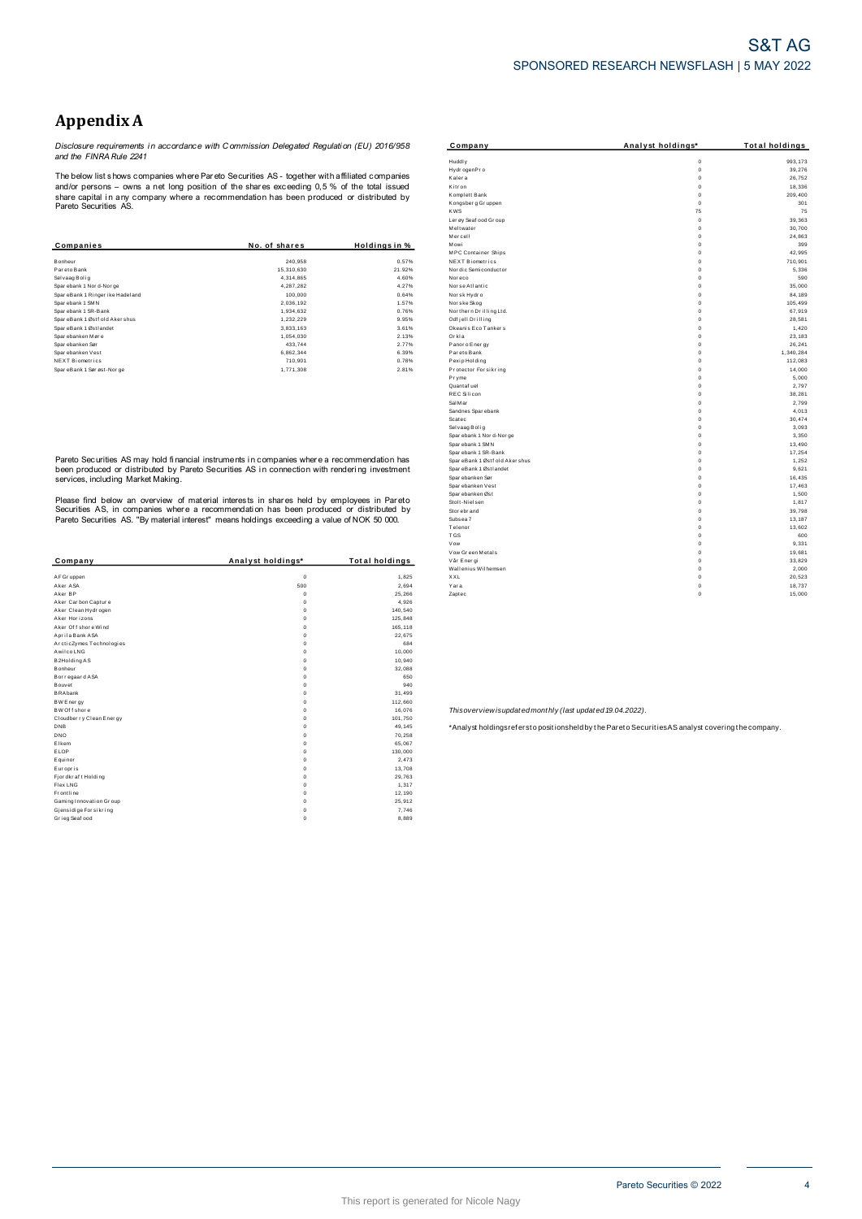# Appendix A

*Disclosure requirements in accordance with Commission Delegated Regulation (EU) 2016/958 and the FINRA Rule 2241*

The below list shows companies where Pareto Securities AS - together with affiliated companies and/or persons – owns a net long position of the shares exceeding 0,5 % of the total issued share capital in any company where a recommendation has been produced or distributed by Pareto Securities AS.

| Companies | No. of shares | Holdings in % |
|---|---|---|
| Bonheur | 240,958 | 0.57% |
| Pareto Bank | 15,310,630 | 21.92% |
| Selvaag Bolig | 4,314,865 | 4.60% |
| Sparebank 1 Nord-Norge | 4,287,282 | 4.27% |
| SpareBank 1 Ringerike Hadeland | 100,000 | 0.64% |
| Sparebank 1 SMN | 2,036,192 | 1.57% |
| Sparebank 1 SR-Bank | 1,934,632 | 0.76% |
| SpareBank 1 Østfold Akershus | 1,232,229 | 9.95% |
| SpareBank 1 Østlandet | 3,833,163 | 3.61% |
| Sparebanken Møre | 1,054,030 | 2.13% |
| Sparebanken Sør | 433,744 | 2.77% |
| Sparebanken Vest | 6,862,344 | 6.39% |
| NEXT Biometrics | 710,901 | 0.78% |
| SpareBank 1 Sørøst-Norge | 1,771,308 | 2.81% |

Pareto Securities AS may hold financial instruments in companies where a recommendation has been produced or distributed by Pareto Securities AS in connection with rendering investment services, including Market Making.

Please find below an overview of material interests in shares held by employees in Pareto Securities AS, in companies where a recommendation has been produced or distributed by Pareto Securities AS. "By material interest" means holdings exceeding a value of NOK 50 000.

| Company | Analyst holdings* | Total holdings |
|---|---|---|
| AF Gruppen | 0 | 1,825 |
| Aker ASA | 500 | 2,694 |
| Aker BP | 0 | 25,266 |
| Aker Carbon Capture | 0 | 4,926 |
| Aker Clean Hydrogen | 0 | 140,540 |
| Aker Horizons | 0 | 125,848 |
| Aker Offshore Wind | 0 | 165,118 |
| Aprila Bank ASA | 0 | 22,675 |
| ArcticZymes Technologies | 0 | 684 |
| Awilco LNG | 0 | 10,000 |
| B2Holding AS | 0 | 10,940 |
| Bonheur | 0 | 32,088 |
| Borregaard ASA | 0 | 650 |
| Bouvet | 0 | 940 |
| BRAbank | 0 | 31,499 |
| BW Energy | 0 | 112,660 |
| BW Offshore | 0 | 16,076 |
| Cloudberry Clean Energy | 0 | 101,750 |
| DNB | 0 | 49,145 |
| DNO | 0 | 70,258 |
| Elkem | 0 | 65,067 |
| ELOP | 0 | 130,000 |
| Equinor | 0 | 2,473 |
| Europris | 0 | 13,708 |
| Fjordkraft Holding | 0 | 29,763 |
| Flex LNG | 0 | 1,317 |
| Frontline | 0 | 12,190 |
| Gaming Innovation Group | 0 | 25,912 |
| Gjensidige Forsikring | 0 | 7,746 |
| Grieg Seafood | 0 | 8,889 |
| Huddly | 0 | 993,173 |
| HydrogenPro | 0 | 39,276 |
| Kalera | 0 | 26,752 |
| Kitron | 0 | 18,336 |
| Komplett Bank | 0 | 209,400 |
| Kongsberg Gruppen | 0 | 301 |
| KWS | 75 | 75 |
| Lerøy Seafood Group | 0 | 39,363 |
| Meltwater | 0 | 30,700 |
| Mercell | 0 | 24,863 |
| Mowi | 0 | 399 |
| MPC Container Ships | 0 | 42,995 |
| NEXT Biometrics | 0 | 710,901 |
| Nordic Semiconductor | 0 | 5,336 |
| Noreco | 0 | 590 |
| Norse Atlantic | 0 | 35,000 |
| Norsk Hydro | 0 | 84,189 |
| Norske Skog | 0 | 105,499 |
| Northern Drilling Ltd. | 0 | 67,919 |
| Odfjell Drilling | 0 | 28,581 |
| Okeanis Eco Tankers | 0 | 1,420 |
| Orkla | 0 | 23,183 |
| Panoro Energy | 0 | 26,241 |
| Pareto Bank | 0 | 1,340,284 |
| Pexip Holding | 0 | 112,083 |
| Protector Forsikring | 0 | 14,000 |
| Pryme | 0 | 5,000 |
| Quantafuel | 0 | 2,797 |
| REC Silicon | 0 | 38,281 |
| SalMar | 0 | 2,799 |
| Sandnes Sparebank | 0 | 4,013 |
| Scatec | 0 | 30,474 |
| Selvaag Bolig | 0 | 3,093 |
| Sparebank 1 Nord-Norge | 0 | 3,350 |
| Sparebank 1 SMN | 0 | 13,490 |
| Sparebank 1 SR-Bank | 0 | 17,254 |
| SpareBank 1 Østfold Akershus | 0 | 1,252 |
| SpareBank 1 Østlandet | 0 | 9,621 |
| Sparebanken Sør | 0 | 16,435 |
| Sparebanken Vest | 0 | 17,463 |
| Sparebanken Øst | 0 | 1,500 |
| Stolt-Nielsen | 0 | 1,817 |
| Storebrand | 0 | 39,798 |
| Subsea 7 | 0 | 13,187 |
| Telenor | 0 | 13,602 |
| TGS | 0 | 600 |
| Vow | 0 | 9,331 |
| Vow Green Metals | 0 | 19,681 |
| Vår Energi | 0 | 33,829 |
| Wallenius Wilhemsen | 0 | 2,000 |
| XXL | 0 | 20,523 |
| Yara | 0 | 18,737 |
| Zaptec | 0 | 15,000 |

*This overview is updated monthly (last updated 19.04.2022).*

*Analyst holdings refers to positions held by the Pareto Securities AS analyst covering the company.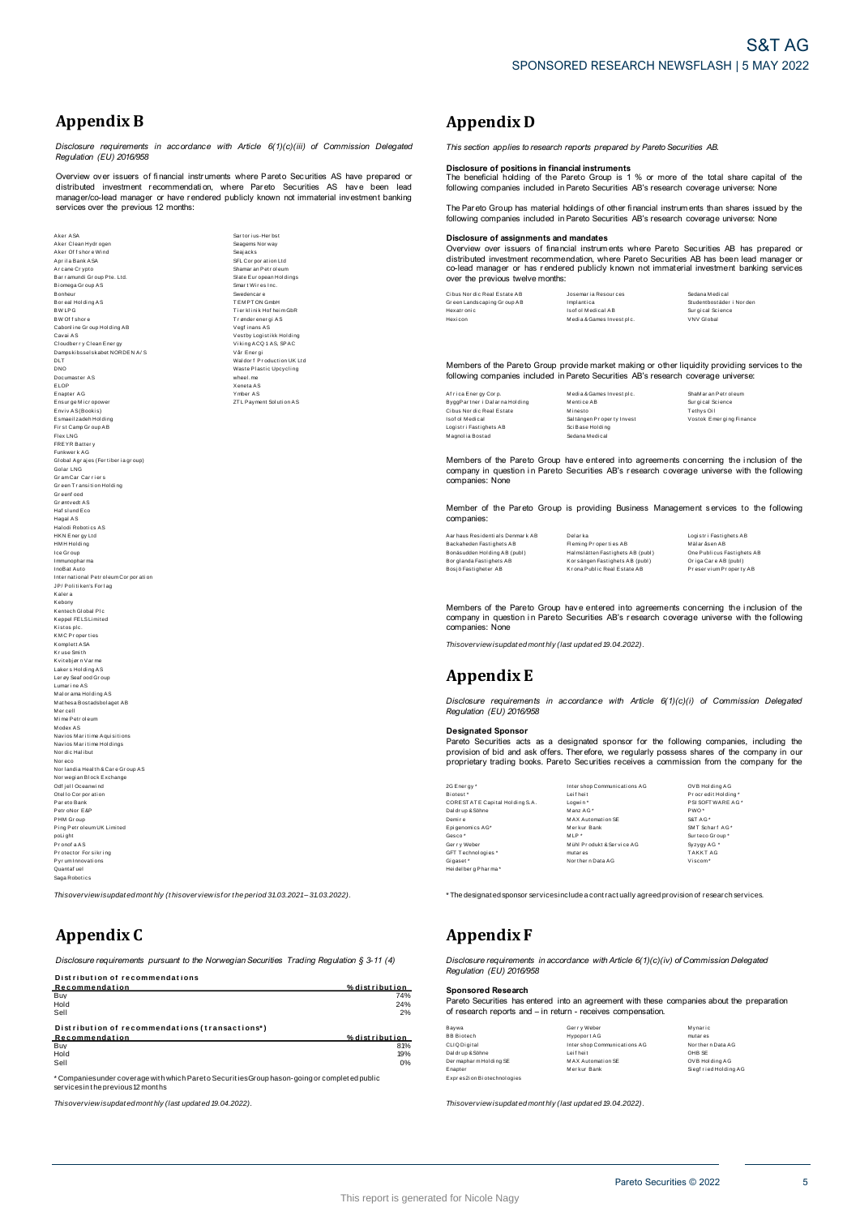# Appendix B

*Disclosure requirements in accordance with Article 6(1)(c)(iii) of Commission Delegated Regulation (EU) 2016/958*

Overview over issuers of financial instruments where Pareto Securities AS have prepared or distributed investment recommendation, where Pareto Securities AS have been lead manager/co-lead manager or have rendered publicly known not immaterial investment banking services over the previous 12 months:

| | |
|---|---|
| Aker ASA | Sartorius-Herbst |
| Aker Clean Hydrogen | Seagems Norway |
| Aker Offshore Wind | Seajacks |
| Aprila Bank ASA | SFL Corporation Ltd |
| Arcane Crypto | Shamaran Petroleum |
| Barramundi Group Pte. Ltd. | Slate European Holdings |
| Biomega Group AS | Smart Wires Inc. |
| Bonheur | Swedencare |
| Boreal Holding AS | TEMPTON GmbH |
| BW LPG | Tierklinik Hofheim GbR |
| BW Offshore | Trønderenergi AS |
| Cabonline Group Holding AB | Vegfinans AS |
| Cavai AS | Vestby Logistikk Holding |
| Cloudberry Clean Energy | Viking ACQ 1 AS, SPAC |
| Dampskibsselskabet NORDEN A/S | Vår Energi |
| DLT | Waldorf Production UK Ltd |
| DNO | Waste Plastic Upcycling |
| Documaster AS | wheel.me |
| ELOP | Xeneta AS |
| Enapter AG | Ymber AS |
| Ensurge Micropower | ZTL Payment Solution AS |
| Enviv AS (Bookis) | |
| Esmaeilzadeh Holding | |
| First Camp Group AB | |
| Flex LNG | |
| FREYR Battery | |
| Funkwerk AG | |
| Global Agrajes (Fertiberia group) | |
| Golar LNG | |
| GramCar Carriers | |
| Green Transition Holding | |
| Greenfood | |
| Grøntvedt AS | |
| Halslund Eco | |
| Hagal AS | |
| Halodi Robotics AS | |
| HKN Energy Ltd | |
| HMH Holding | |
| Ice Group | |
| Immunopharma | |
| InoBat Auto | |
| International Petroleum Corporation | |
| JP/ Politiken's Forlag | |
| Kalera | |
| Kebony | |
| Kentech Global Plc | |
| Keppel FELS Limited | |
| Kistos plc. | |
| KMC Properties | |
| Komplett ASA | |
| Kruse Smith | |
| Kvitebjørn Varme | |
| Lakers Holding AS | |
| Lerøy Seafood Group | |
| Lumarine AS | |
| Malorama Holding AS | |
| Mathesa Bostadsbolaget AB | |
| Mercell | |
| Mime Petroleum | |
| Modex AS | |
| Navios Maritime Aquisitions | |
| Navios Maritime Holdings | |
| Nordic Halibut | |
| Noreco | |
| Norlandia Health & Care Group AS | |
| Norwegian Block Exchange | |
| Odfjell Oceanwind | |
| Otello Corporation | |
| Pareto Bank | |
| PetroNor E&P | |
| PHM Group | |
| Ping Petroleum UK Limited | |
| poLight | |
| Pronofa AS | |
| Protector Forsikring | |
| Pyrum Innovations | |
| Quantafuel | |
| Saga Robotics | |

*This overview is updated monthly (this overview is for the period 31.03.2021 – 31.03.2022).*

# Appendix C

*Disclosure requirements pursuant to the Norwegian Securities Trading Regulation § 3-11 (4)*

**Distribution of recommendations**

| Recommendation | % distribution |
|---|---|
| Buy | 74% |
| Hold | 24% |
| Sell | 2% |

**Distribution of recommendations (transactions\*)**

| Recommendation | % distribution |
|---|---|
| Buy | 81% |
| Hold | 19% |
| Sell | 0% |

\* Companies under coverage with which Pareto Securities Group has on-going or completed public services in the previous 12 months

*This overview is updated monthly (last updated 19.04.2022).*

# Appendix D

*This section applies to research reports prepared by Pareto Securities AB.*

**Disclosure of positions in financial instruments**
The beneficial holding of the Pareto Group is 1 % or more of the total share capital of the following companies included in Pareto Securities AB's research coverage universe: None

The Pareto Group has material holdings of other financial instruments than shares issued by the following companies included in Pareto Securities AB's research coverage universe: None

**Disclosure of assignments and mandates**
Overview over issuers of financial instruments where Pareto Securities AB has prepared or distributed investment recommendation, where Pareto Securities AB has been lead manager or co-lead manager or has rendered publicly known not immaterial investment banking services over the previous twelve months:

| | | |
|---|---|---|
| Cibus Nordic Real Estate AB | Josemaria Resources | Sedana Medical |
| Green Landscaping Group AB | Implantica | Studentbostäder i Norden |
| Hexatronic | Isofol Medical AB | Surgical Science |
| Hexicon | Media & Games Invest plc. | VNV Global |

Members of the Pareto Group provide market making or other liquidity providing services to the following companies included in Pareto Securities AB's research coverage universe:

| | | |
|---|---|---|
| Africa Energy Corp. | Media & Games Invest plc. | ShaMaran Petroleum |
| ByggPartner i Dalarna Holding | Mentice AB | Surgical Science |
| Cibus Nordic Real Estate | Minesto | Tethys Oil |
| Isofol Medical | Saltängen Property Invest | Vostok Emerging Finance |
| Logistri Fastighets AB | SciBase Holding | |
| Magnolia Bostad | Sedana Medical | |

Members of the Pareto Group have entered into agreements concerning the inclusion of the company in question in Pareto Securities AB's research coverage universe with the following companies: None

Member of the Pareto Group is providing Business Management services to the following companies:

| | | |
|---|---|---|
| Aarhus Residentials Denmark AB | Delarka | Logistri Fastighets AB |
| Backaheden Fastighets AB | Fleming Properties AB | Mälaråsen AB |
| Bonäsudden Holding AB (publ) | Halmslätten Fastighets AB (publ) | One Publicus Fastighets AB |
| Borglanda Fastighets AB | Korsängen Fastighets AB (publ) | Origa Care AB (publ) |
| Bosjö Fastigheter AB | Krona Public Real Estate AB | Preservium Property AB |

Members of the Pareto Group have entered into agreements concerning the inclusion of the company in question in Pareto Securities AB's research coverage universe with the following companies: None

*This overview is updated monthly (last updated 19.04.2022).*

# Appendix E

*Disclosure requirements in accordance with Article 6(1)(c)(i) of Commission Delegated Regulation (EU) 2016/958*

**Designated Sponsor**
Pareto Securities acts as a designated sponsor for the following companies, including the provision of bid and ask offers. Therefore, we regularly possess shares of the company in our proprietary trading books. Pareto Securities receives a commission from the company for the

| | | |
|---|---|---|
| 2G Energy\* | Intershop Communications AG | OVB Holding AG |
| Biotest\* | Leifheit | Procredit Holding\* |
| CORESTATE Capital Holding S.A. | Logwin\* | PSI SOFTWARE AG\* |
| Daldrup & Söhne | Manz AG\* | PWO\* |
| Demire | MAX Automation SE | S&T AG\* |
| Epigenomics AG\* | Merkur Bank | SMT Scharf AG\* |
| Gesco\* | MLP\* | Surteco Group\* |
| Gerry Weber | Mühl Produkt & Service AG | Syzygy AG\* |
| GFT Technologies\* | mutares | TAKKT AG |
| Gigaset\* | Northern Data AG | Viscom\* |
| Heidelberg Pharma\* | | |

\* The designated sponsor services include a contractually agreed provision of research services.

# Appendix F

*Disclosure requirements in accordance with Article 6(1)(c)(iv) of Commission Delegated Regulation (EU) 2016/958*

**Sponsored Research**
Pareto Securities has entered into an agreement with these companies about the preparation of research reports and – in return - receives compensation.

| | | |
|---|---|---|
| Baywa | Gerry Weber | Mynaric |
| BB Biotech | Hypoport AG | mutares |
| CLIQ Digital | Intershop Communications AG | Northern Data AG |
| Daldrup & Söhne | Leifheit | OHB SE |
| Dermapharm Holding SE | MAX Automation SE | OVB Holding AG |
| Enapter | Merkur Bank | Siegfried Holding AG |
| Expres2ion Biotechnologies | | |

*This overview is updated monthly (last updated 19.04.2022).*